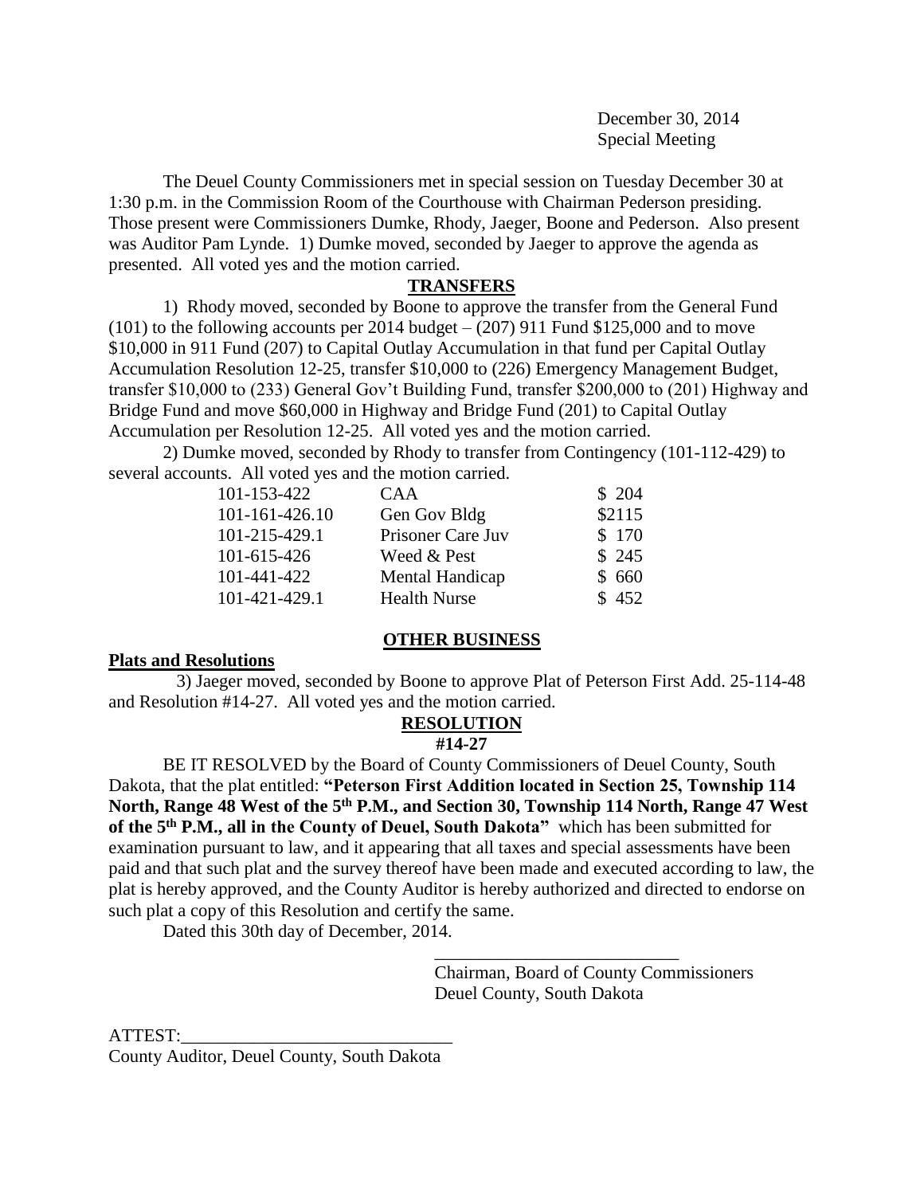December 30, 2014
Special Meeting

The Deuel County Commissioners met in special session on Tuesday December 30 at 1:30 p.m. in the Commission Room of the Courthouse with Chairman Pederson presiding. Those present were Commissioners Dumke, Rhody, Jaeger, Boone and Pederson. Also present was Auditor Pam Lynde. 1) Dumke moved, seconded by Jaeger to approve the agenda as presented. All voted yes and the motion carried.

**TRANSFERS**

1) Rhody moved, seconded by Boone to approve the transfer from the General Fund (101) to the following accounts per 2014 budget – (207) 911 Fund $125,000 and to move $10,000 in 911 Fund (207) to Capital Outlay Accumulation in that fund per Capital Outlay Accumulation Resolution 12-25, transfer $10,000 to (226) Emergency Management Budget, transfer $10,000 to (233) General Gov't Building Fund, transfer $200,000 to (201) Highway and Bridge Fund and move $60,000 in Highway and Bridge Fund (201) to Capital Outlay Accumulation per Resolution 12-25. All voted yes and the motion carried.

2) Dumke moved, seconded by Rhody to transfer from Contingency (101-112-429) to several accounts. All voted yes and the motion carried.

| | | |
|---|---|---|
| 101-153-422 | CAA | $ 204 |
| 101-161-426.10 | Gen Gov Bldg | $2115 |
| 101-215-429.1 | Prisoner Care Juv | $ 170 |
| 101-615-426 | Weed & Pest | $ 245 |
| 101-441-422 | Mental Handicap | $ 660 |
| 101-421-429.1 | Health Nurse | $ 452 |

**OTHER BUSINESS**

**Plats and Resolutions**

3) Jaeger moved, seconded by Boone to approve Plat of Peterson First Add. 25-114-48 and Resolution #14-27. All voted yes and the motion carried.

**RESOLUTION**
**#14-27**

BE IT RESOLVED by the Board of County Commissioners of Deuel County, South Dakota, that the plat entitled: **"Peterson First Addition located in Section 25, Township 114 North, Range 48 West of the 5th P.M., and Section 30, Township 114 North, Range 47 West of the 5th P.M., all in the County of Deuel, South Dakota"** which has been submitted for examination pursuant to law, and it appearing that all taxes and special assessments have been paid and that such plat and the survey thereof have been made and executed according to law, the plat is hereby approved, and the County Auditor is hereby authorized and directed to endorse on such plat a copy of this Resolution and certify the same.

Dated this 30th day of December, 2014.

\_\_\_\_\_\_\_\_\_\_\_\_\_\_\_\_\_\_\_\_\_\_\_\_\_\_\_
Chairman, Board of County Commissioners
Deuel County, South Dakota

ATTEST:\_\_\_\_\_\_\_\_\_\_\_\_\_\_\_\_\_\_\_\_\_\_\_\_\_\_\_\_\_
County Auditor, Deuel County, South Dakota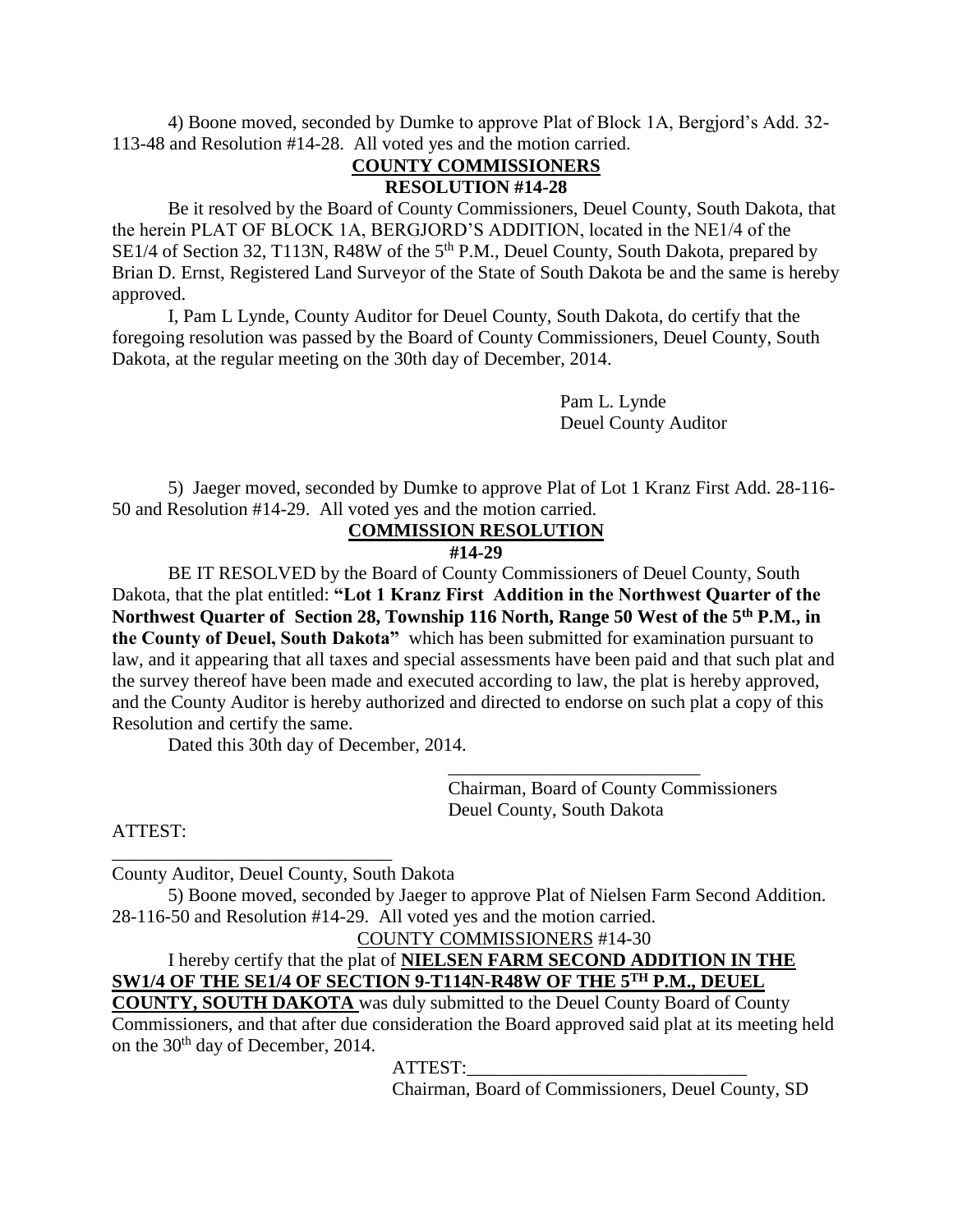4) Boone moved, seconded by Dumke to approve Plat of Block 1A, Bergjord's Add. 32-113-48 and Resolution #14-28. All voted yes and the motion carried.

**COUNTY COMMISSIONERS**
**RESOLUTION #14-28**

Be it resolved by the Board of County Commissioners, Deuel County, South Dakota, that the herein PLAT OF BLOCK 1A, BERGJORD'S ADDITION, located in the NE1/4 of the SE1/4 of Section 32, T113N, R48W of the 5th P.M., Deuel County, South Dakota, prepared by Brian D. Ernst, Registered Land Surveyor of the State of South Dakota be and the same is hereby approved.

I, Pam L Lynde, County Auditor for Deuel County, South Dakota, do certify that the foregoing resolution was passed by the Board of County Commissioners, Deuel County, South Dakota, at the regular meeting on the 30th day of December, 2014.

Pam L. Lynde
Deuel County Auditor

5) Jaeger moved, seconded by Dumke to approve Plat of Lot 1 Kranz First Add. 28-116-50 and Resolution #14-29. All voted yes and the motion carried.

**COMMISSION RESOLUTION**
**#14-29**

BE IT RESOLVED by the Board of County Commissioners of Deuel County, South Dakota, that the plat entitled: **"Lot 1 Kranz First Addition in the Northwest Quarter of the Northwest Quarter of Section 28, Township 116 North, Range 50 West of the 5th P.M., in the County of Deuel, South Dakota"** which has been submitted for examination pursuant to law, and it appearing that all taxes and special assessments have been paid and that such plat and the survey thereof have been made and executed according to law, the plat is hereby approved, and the County Auditor is hereby authorized and directed to endorse on such plat a copy of this Resolution and certify the same.

Dated this 30th day of December, 2014.

___________________________
Chairman, Board of County Commissioners
Deuel County, South Dakota

ATTEST:

______________________________
County Auditor, Deuel County, South Dakota

5) Boone moved, seconded by Jaeger to approve Plat of Nielsen Farm Second Addition. 28-116-50 and Resolution #14-29. All voted yes and the motion carried.

COUNTY COMMISSIONERS #14-30

I hereby certify that the plat of **NIELSEN FARM SECOND ADDITION IN THE SW1/4 OF THE SE1/4 OF SECTION 9-T114N-R48W OF THE 5TH P.M., DEUEL COUNTY, SOUTH DAKOTA** was duly submitted to the Deuel County Board of County Commissioners, and that after due consideration the Board approved said plat at its meeting held on the 30th day of December, 2014.

ATTEST:_____________________________
Chairman, Board of Commissioners, Deuel County, SD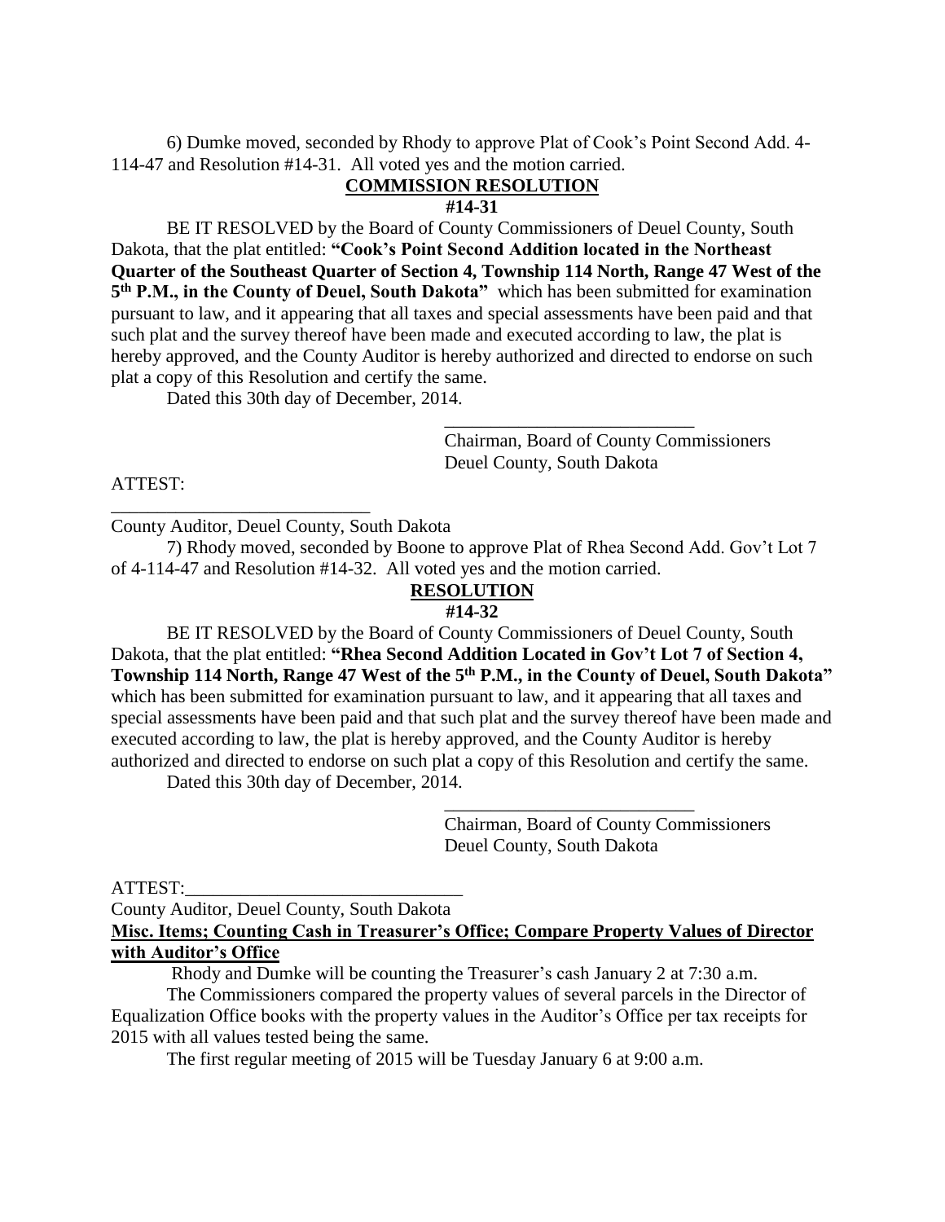6) Dumke moved, seconded by Rhody to approve Plat of Cook's Point Second Add. 4-114-47 and Resolution #14-31. All voted yes and the motion carried.

**COMMISSION RESOLUTION**

**#14-31**

BE IT RESOLVED by the Board of County Commissioners of Deuel County, South Dakota, that the plat entitled: **"Cook's Point Second Addition located in the Northeast Quarter of the Southeast Quarter of Section 4, Township 114 North, Range 47 West of the 5th P.M., in the County of Deuel, South Dakota"** which has been submitted for examination pursuant to law, and it appearing that all taxes and special assessments have been paid and that such plat and the survey thereof have been made and executed according to law, the plat is hereby approved, and the County Auditor is hereby authorized and directed to endorse on such plat a copy of this Resolution and certify the same.

Dated this 30th day of December, 2014.

\_\_\_\_\_\_\_\_\_\_\_\_\_\_\_\_\_\_\_\_\_\_\_\_\_\_\_
Chairman, Board of County Commissioners
Deuel County, South Dakota

ATTEST:

\_\_\_\_\_\_\_\_\_\_\_\_\_\_\_\_\_\_\_\_\_\_\_\_\_\_\_\_
County Auditor, Deuel County, South Dakota

7) Rhody moved, seconded by Boone to approve Plat of Rhea Second Add. Gov't Lot 7 of 4-114-47 and Resolution #14-32. All voted yes and the motion carried.

**RESOLUTION**

**#14-32**

BE IT RESOLVED by the Board of County Commissioners of Deuel County, South Dakota, that the plat entitled: **"Rhea Second Addition Located in Gov't Lot 7 of Section 4, Township 114 North, Range 47 West of the 5th P.M., in the County of Deuel, South Dakota"** which has been submitted for examination pursuant to law, and it appearing that all taxes and special assessments have been paid and that such plat and the survey thereof have been made and executed according to law, the plat is hereby approved, and the County Auditor is hereby authorized and directed to endorse on such plat a copy of this Resolution and certify the same.

Dated this 30th day of December, 2014.

\_\_\_\_\_\_\_\_\_\_\_\_\_\_\_\_\_\_\_\_\_\_\_\_\_\_\_
Chairman, Board of County Commissioners
Deuel County, South Dakota

ATTEST:\_\_\_\_\_\_\_\_\_\_\_\_\_\_\_\_\_\_\_\_\_\_\_\_\_\_\_\_\_\_
County Auditor, Deuel County, South Dakota

**Misc. Items; Counting Cash in Treasurer's Office; Compare Property Values of Director with Auditor's Office**

Rhody and Dumke will be counting the Treasurer's cash January 2 at 7:30 a.m.

The Commissioners compared the property values of several parcels in the Director of Equalization Office books with the property values in the Auditor's Office per tax receipts for 2015 with all values tested being the same.

The first regular meeting of 2015 will be Tuesday January 6 at 9:00 a.m.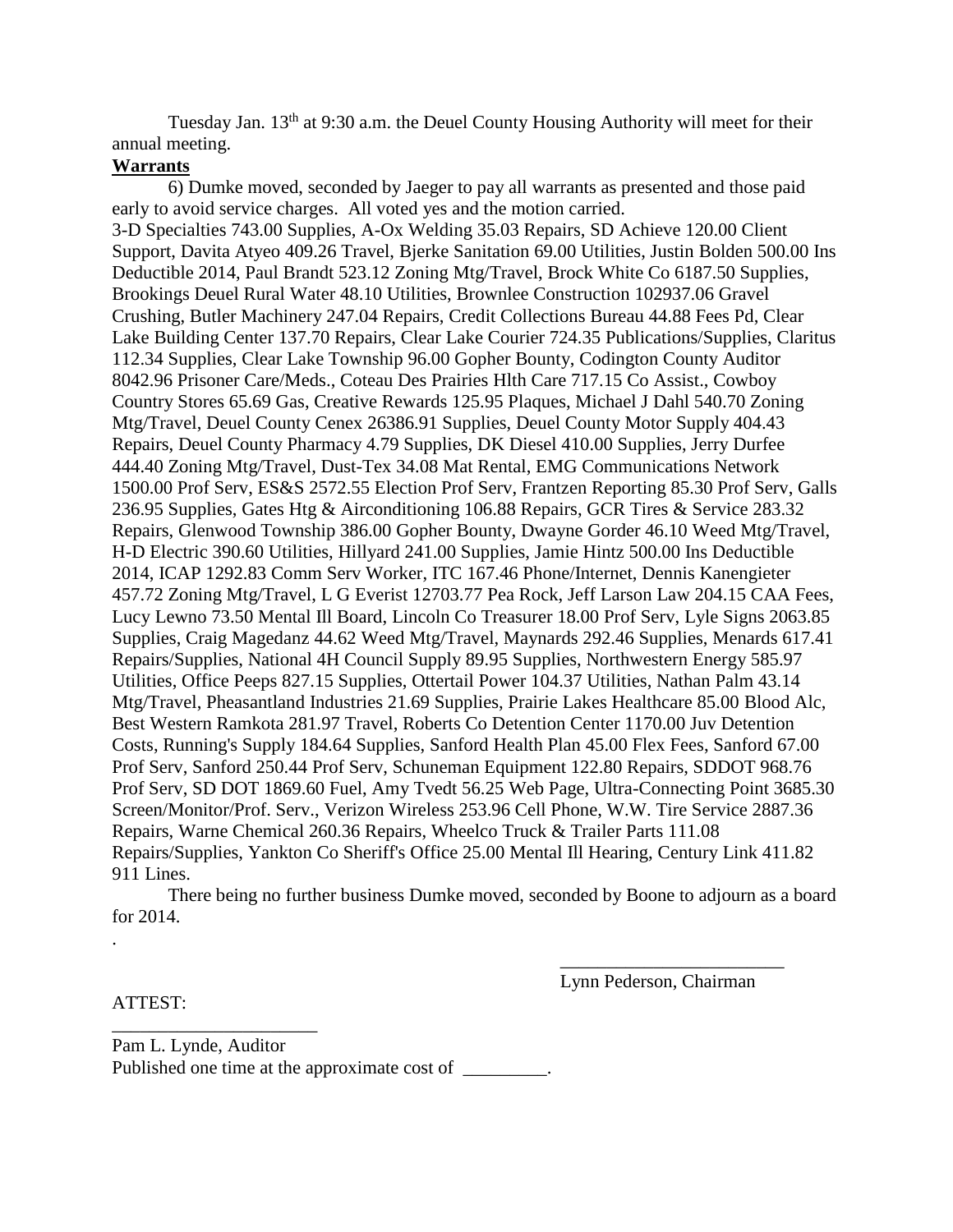Tuesday Jan. 13th at 9:30 a.m. the Deuel County Housing Authority will meet for their annual meeting.

**Warrants**

6) Dumke moved, seconded by Jaeger to pay all warrants as presented and those paid early to avoid service charges. All voted yes and the motion carried.

3-D Specialties 743.00 Supplies, A-Ox Welding 35.03 Repairs, SD Achieve 120.00 Client Support, Davita Atyeo 409.26 Travel, Bjerke Sanitation 69.00 Utilities, Justin Bolden 500.00 Ins Deductible 2014, Paul Brandt 523.12 Zoning Mtg/Travel, Brock White Co 6187.50 Supplies, Brookings Deuel Rural Water 48.10 Utilities, Brownlee Construction 102937.06 Gravel Crushing, Butler Machinery 247.04 Repairs, Credit Collections Bureau 44.88 Fees Pd, Clear Lake Building Center 137.70 Repairs, Clear Lake Courier 724.35 Publications/Supplies, Claritus 112.34 Supplies, Clear Lake Township 96.00 Gopher Bounty, Codington County Auditor 8042.96 Prisoner Care/Meds., Coteau Des Prairies Hlth Care 717.15 Co Assist., Cowboy Country Stores 65.69 Gas, Creative Rewards 125.95 Plaques, Michael J Dahl 540.70 Zoning Mtg/Travel, Deuel County Cenex 26386.91 Supplies, Deuel County Motor Supply 404.43 Repairs, Deuel County Pharmacy 4.79 Supplies, DK Diesel 410.00 Supplies, Jerry Durfee 444.40 Zoning Mtg/Travel, Dust-Tex 34.08 Mat Rental, EMG Communications Network 1500.00 Prof Serv, ES&S 2572.55 Election Prof Serv, Frantzen Reporting 85.30 Prof Serv, Galls 236.95 Supplies, Gates Htg & Airconditioning 106.88 Repairs, GCR Tires & Service 283.32 Repairs, Glenwood Township 386.00 Gopher Bounty, Dwayne Gorder 46.10 Weed Mtg/Travel, H-D Electric 390.60 Utilities, Hillyard 241.00 Supplies, Jamie Hintz 500.00 Ins Deductible 2014, ICAP 1292.83 Comm Serv Worker, ITC 167.46 Phone/Internet, Dennis Kanengieter 457.72 Zoning Mtg/Travel, L G Everist 12703.77 Pea Rock, Jeff Larson Law 204.15 CAA Fees, Lucy Lewno 73.50 Mental Ill Board, Lincoln Co Treasurer 18.00 Prof Serv, Lyle Signs 2063.85 Supplies, Craig Magedanz 44.62 Weed Mtg/Travel, Maynards 292.46 Supplies, Menards 617.41 Repairs/Supplies, National 4H Council Supply 89.95 Supplies, Northwestern Energy 585.97 Utilities, Office Peeps 827.15 Supplies, Ottertail Power 104.37 Utilities, Nathan Palm 43.14 Mtg/Travel, Pheasantland Industries 21.69 Supplies, Prairie Lakes Healthcare 85.00 Blood Alc, Best Western Ramkota 281.97 Travel, Roberts Co Detention Center 1170.00 Juv Detention Costs, Running's Supply 184.64 Supplies, Sanford Health Plan 45.00 Flex Fees, Sanford 67.00 Prof Serv, Sanford 250.44 Prof Serv, Schuneman Equipment 122.80 Repairs, SDDOT 968.76 Prof Serv, SD DOT 1869.60 Fuel, Amy Tvedt 56.25 Web Page, Ultra-Connecting Point 3685.30 Screen/Monitor/Prof. Serv., Verizon Wireless 253.96 Cell Phone, W.W. Tire Service 2887.36 Repairs, Warne Chemical 260.36 Repairs, Wheelco Truck & Trailer Parts 111.08 Repairs/Supplies, Yankton Co Sheriff's Office 25.00 Mental Ill Hearing, Century Link 411.82 911 Lines.

There being no further business Dumke moved, seconded by Boone to adjourn as a board for 2014.

.

________________________
Lynn Pederson, Chairman

ATTEST:

______________________
Pam L. Lynde, Auditor

Published one time at the approximate cost of _________.